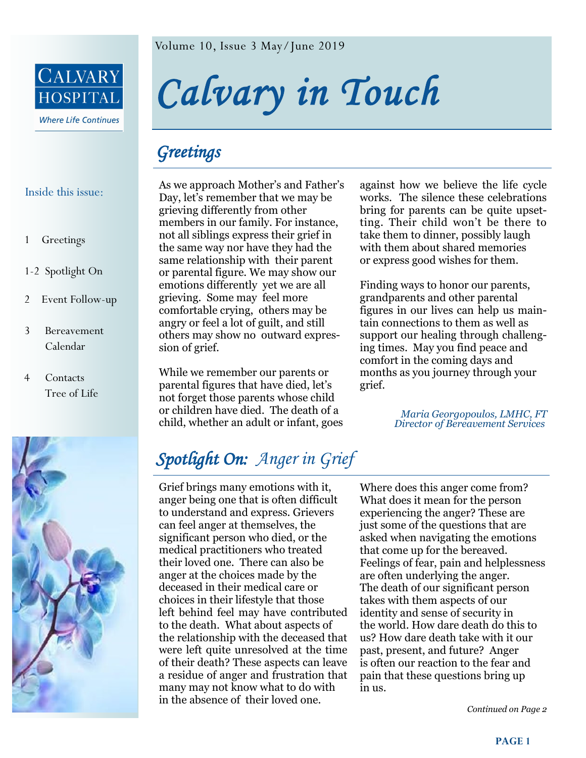Calvary Hospital

*Where Life Continues*

# *Calvary in Touch*

Volume 10, Issue 3 May/June 2019

**Inside this issue:**

- 1 Greetings
- 1-2 Spotlight On
- 2 Event Follow-up
- 3 Bereavement Calendar
- 4 Contacts Tree of Life

## *Greetings*

As we approach Mother's and Father's Day, let's remember that we may be grieving differently from other members in our family. For instance, not all siblings express their grief in the same way nor have they had the same relationship with their parent or parental figure. We may show our emotions differently yet we are all grieving. Some may feel more comfortable crying, others may be angry or feel a lot of guilt, and still others may show no outward expression of grief.

While we remember our parents or parental figures that have died, let's not forget those parents whose child or children have died. The death of a child, whether an adult or infant, goes against how we believe the life cycle works. The silence these celebrations bring for parents can be quite upsetting. Their child won't be there to take them to dinner, possibly laugh with them about shared memories or express good wishes for them.

Finding ways to honor our parents, grandparents and other parental figures in our lives can help us maintain connections to them as well as support our healing through challenging times. May you find peace and comfort in the coming days and months as you journey through your grief.

*Maria Georgopoulos, LMHC, FT*
*Director of Bereavement Services*

## *Spotlight On: Anger in Grief*

Grief brings many emotions with it, anger being one that is often difficult to understand and express. Grievers can feel anger at themselves, the significant person who died, or the medical practitioners who treated their loved one. There can also be anger at the choices made by the deceased in their medical care or choices in their lifestyle that those left behind feel may have contributed to the death. What about aspects of the relationship with the deceased that were left quite unresolved at the time of their death? These aspects can leave a residue of anger and frustration that many may not know what to do with in the absence of their loved one.

Where does this anger come from? What does it mean for the person experiencing the anger? These are just some of the questions that are asked when navigating the emotions that come up for the bereaved. Feelings of fear, pain and helplessness are often underlying the anger. The death of our significant person takes with them aspects of our identity and sense of security in the world. How dare death do this to us? How dare death take with it our past, present, and future? Anger is often our reaction to the fear and pain that these questions bring up in us.

*Continued on Page 2*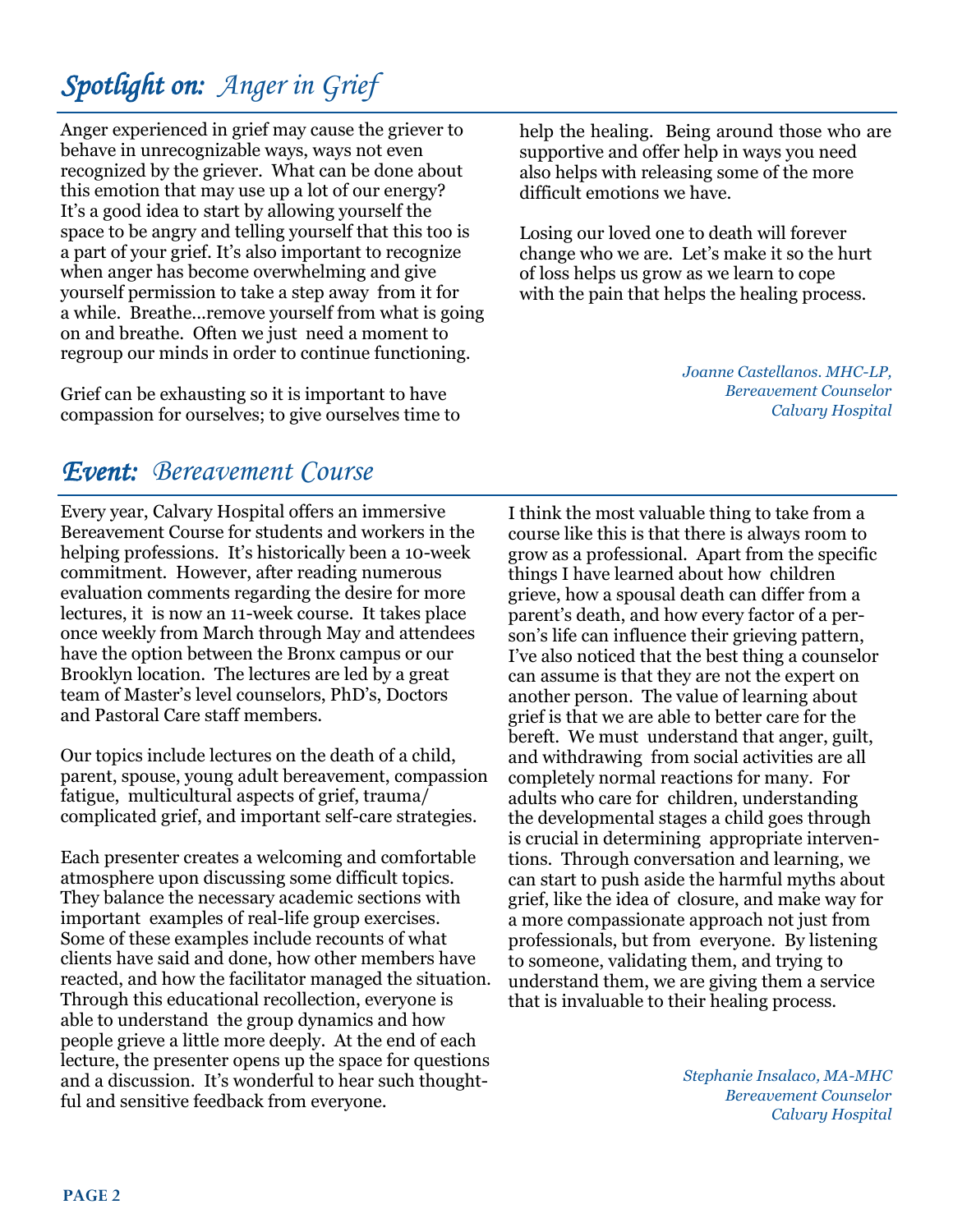## *Spotlight on: Anger in Grief*

Anger experienced in grief may cause the griever to behave in unrecognizable ways, ways not even recognized by the griever. What can be done about this emotion that may use up a lot of our energy? It's a good idea to start by allowing yourself the space to be angry and telling yourself that this too is a part of your grief. It's also important to recognize when anger has become overwhelming and give yourself permission to take a step away from it for a while. Breathe...remove yourself from what is going on and breathe. Often we just need a moment to regroup our minds in order to continue functioning.

Grief can be exhausting so it is important to have compassion for ourselves; to give ourselves time to help the healing. Being around those who are supportive and offer help in ways you need also helps with releasing some of the more difficult emotions we have.

Losing our loved one to death will forever change who we are. Let's make it so the hurt of loss helps us grow as we learn to cope with the pain that helps the healing process.

*Joanne Castellanos. MHC-LP,*
*Bereavement Counselor*
*Calvary Hospital*

## *Event: Bereavement Course*

Every year, Calvary Hospital offers an immersive Bereavement Course for students and workers in the helping professions. It's historically been a 10-week commitment. However, after reading numerous evaluation comments regarding the desire for more lectures, it is now an 11-week course. It takes place once weekly from March through May and attendees have the option between the Bronx campus or our Brooklyn location. The lectures are led by a great team of Master's level counselors, PhD's, Doctors and Pastoral Care staff members.

Our topics include lectures on the death of a child, parent, spouse, young adult bereavement, compassion fatigue, multicultural aspects of grief, trauma/complicated grief, and important self-care strategies.

Each presenter creates a welcoming and comfortable atmosphere upon discussing some difficult topics. They balance the necessary academic sections with important examples of real-life group exercises. Some of these examples include recounts of what clients have said and done, how other members have reacted, and how the facilitator managed the situation. Through this educational recollection, everyone is able to understand the group dynamics and how people grieve a little more deeply. At the end of each lecture, the presenter opens up the space for questions and a discussion. It's wonderful to hear such thoughtful and sensitive feedback from everyone.

I think the most valuable thing to take from a course like this is that there is always room to grow as a professional. Apart from the specific things I have learned about how children grieve, how a spousal death can differ from a parent's death, and how every factor of a person's life can influence their grieving pattern, I've also noticed that the best thing a counselor can assume is that they are not the expert on another person. The value of learning about grief is that we are able to better care for the bereft. We must understand that anger, guilt, and withdrawing from social activities are all completely normal reactions for many. For adults who care for children, understanding the developmental stages a child goes through is crucial in determining appropriate interventions. Through conversation and learning, we can start to push aside the harmful myths about grief, like the idea of closure, and make way for a more compassionate approach not just from professionals, but from everyone. By listening to someone, validating them, and trying to understand them, we are giving them a service that is invaluable to their healing process.

*Stephanie Insalaco, MA-MHC*
*Bereavement Counselor*
*Calvary Hospital*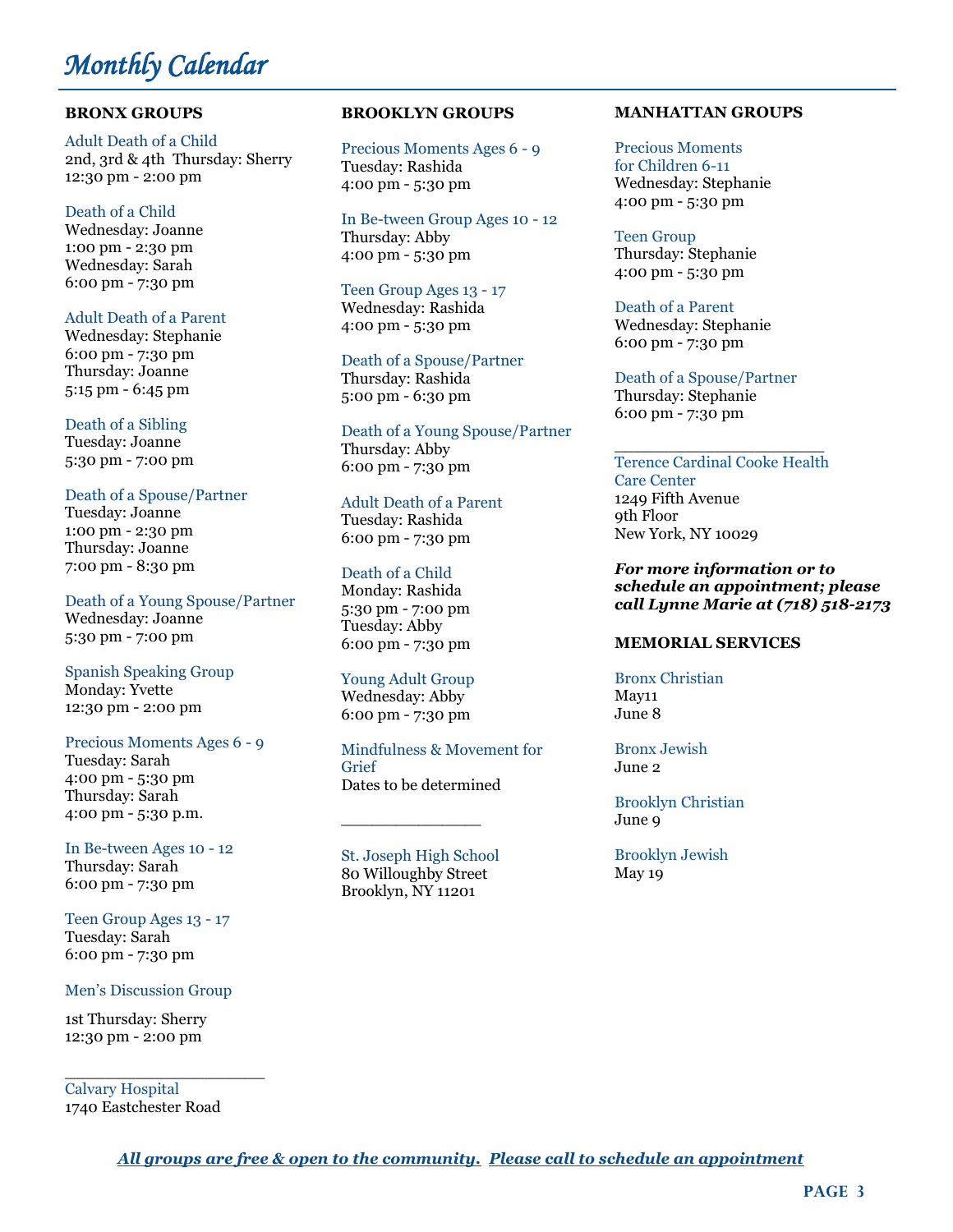# Monthly Calendar

## BRONX GROUPS

Adult Death of a Child
2nd, 3rd & 4th Thursday: Sherry
12:30 pm - 2:00 pm

Death of a Child
Wednesday: Joanne
1:00 pm - 2:30 pm
Wednesday: Sarah
6:00 pm - 7:30 pm

Adult Death of a Parent
Wednesday: Stephanie
6:00 pm - 7:30 pm
Thursday: Joanne
5:15 pm - 6:45 pm

Death of a Sibling
Tuesday: Joanne
5:30 pm - 7:00 pm

Death of a Spouse/Partner
Tuesday: Joanne
1:00 pm - 2:30 pm
Thursday: Joanne
7:00 pm - 8:30 pm

Death of a Young Spouse/Partner
Wednesday: Joanne
5:30 pm - 7:00 pm

Spanish Speaking Group
Monday: Yvette
12:30 pm - 2:00 pm

Precious Moments Ages 6 - 9
Tuesday: Sarah
4:00 pm - 5:30 pm
Thursday: Sarah
4:00 pm - 5:30 p.m.

In Be-tween Ages 10 - 12
Thursday: Sarah
6:00 pm - 7:30 pm

Teen Group Ages 13 - 17
Tuesday: Sarah
6:00 pm - 7:30 pm

Men's Discussion Group

1st Thursday: Sherry
12:30 pm - 2:00 pm

___________________

Calvary Hospital
1740 Eastchester Road

## BROOKLYN GROUPS

Precious Moments Ages 6 - 9
Tuesday: Rashida
4:00 pm - 5:30 pm

In Be-tween Group Ages 10 - 12
Thursday: Abby
4:00 pm - 5:30 pm

Teen Group Ages 13 - 17
Wednesday: Rashida
4:00 pm - 5:30 pm

Death of a Spouse/Partner
Thursday: Rashida
5:00 pm - 6:30 pm

Death of a Young Spouse/Partner
Thursday: Abby
6:00 pm - 7:30 pm

Adult Death of a Parent
Tuesday: Rashida
6:00 pm - 7:30 pm

Death of a Child
Monday: Rashida
5:30 pm - 7:00 pm
Tuesday: Abby
6:00 pm - 7:30 pm

Young Adult Group
Wednesday: Abby
6:00 pm - 7:30 pm

Mindfulness & Movement for Grief
Dates to be determined

_______________

St. Joseph High School
80 Willoughby Street
Brooklyn, NY 11201

## MANHATTAN GROUPS

Precious Moments
for Children 6-11
Wednesday: Stephanie
4:00 pm - 5:30 pm

Teen Group
Thursday: Stephanie
4:00 pm - 5:30 pm

Death of a Parent
Wednesday: Stephanie
6:00 pm - 7:30 pm

Death of a Spouse/Partner
Thursday: Stephanie
6:00 pm - 7:30 pm

______________________

Terence Cardinal Cooke Health Care Center
1249 Fifth Avenue
9th Floor
New York, NY 10029

***For more information or to schedule an appointment; please call Lynne Marie at (718) 518-2173***

## MEMORIAL SERVICES

Bronx Christian
May11
June 8

Bronx Jewish
June 2

Brooklyn Christian
June 9

Brooklyn Jewish
May 19

***All groups are free & open to the community. Please call to schedule an appointment***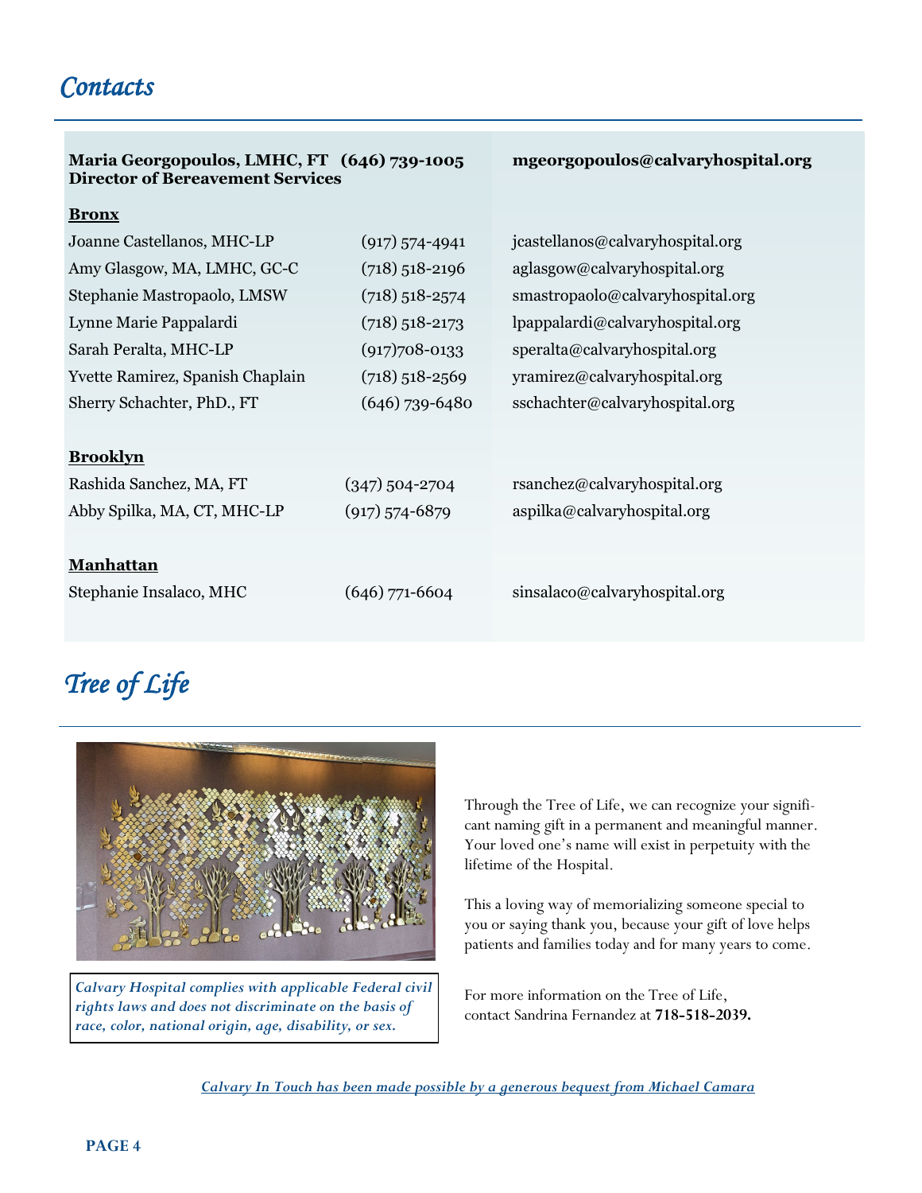# Contacts

| | | |
|---|---|---|
| **Maria Georgopoulos, LMHC, FT Director of Bereavement Services** | **(646) 739-1005** | **mgeorgopoulos@calvaryhospital.org** |
| **Bronx** | | |
| Joanne Castellanos, MHC-LP | (917) 574-4941 | jcastellanos@calvaryhospital.org |
| Amy Glasgow, MA, LMHC, GC-C | (718) 518-2196 | aglasgow@calvaryhospital.org |
| Stephanie Mastropaolo, LMSW | (718) 518-2574 | smastropaolo@calvaryhospital.org |
| Lynne Marie Pappalardi | (718) 518-2173 | lpappalardi@calvaryhospital.org |
| Sarah Peralta, MHC-LP | (917)708-0133 | speralta@calvaryhospital.org |
| Yvette Ramirez, Spanish Chaplain | (718) 518-2569 | yramirez@calvaryhospital.org |
| Sherry Schachter, PhD., FT | (646) 739-6480 | sschachter@calvaryhospital.org |
| **Brooklyn** | | |
| Rashida Sanchez, MA, FT | (347) 504-2704 | rsanchez@calvaryhospital.org |
| Abby Spilka, MA, CT, MHC-LP | (917) 574-6879 | aspilka@calvaryhospital.org |
| **Manhattan** | | |
| Stephanie Insalaco, MHC | (646) 771-6604 | sinsalaco@calvaryhospital.org |

# Tree of Life

Through the Tree of Life, we can recognize your significant naming gift in a permanent and meaningful manner. Your loved one's name will exist in perpetuity with the lifetime of the Hospital.

This a loving way of memorializing someone special to you or saying thank you, because your gift of love helps patients and families today and for many years to come.

For more information on the Tree of Life, contact Sandrina Fernandez at **718-518-2039.**

*Calvary Hospital complies with applicable Federal civil rights laws and does not discriminate on the basis of race, color, national origin, age, disability, or sex.*

*Calvary In Touch has been made possible by a generous bequest from Michael Camara*